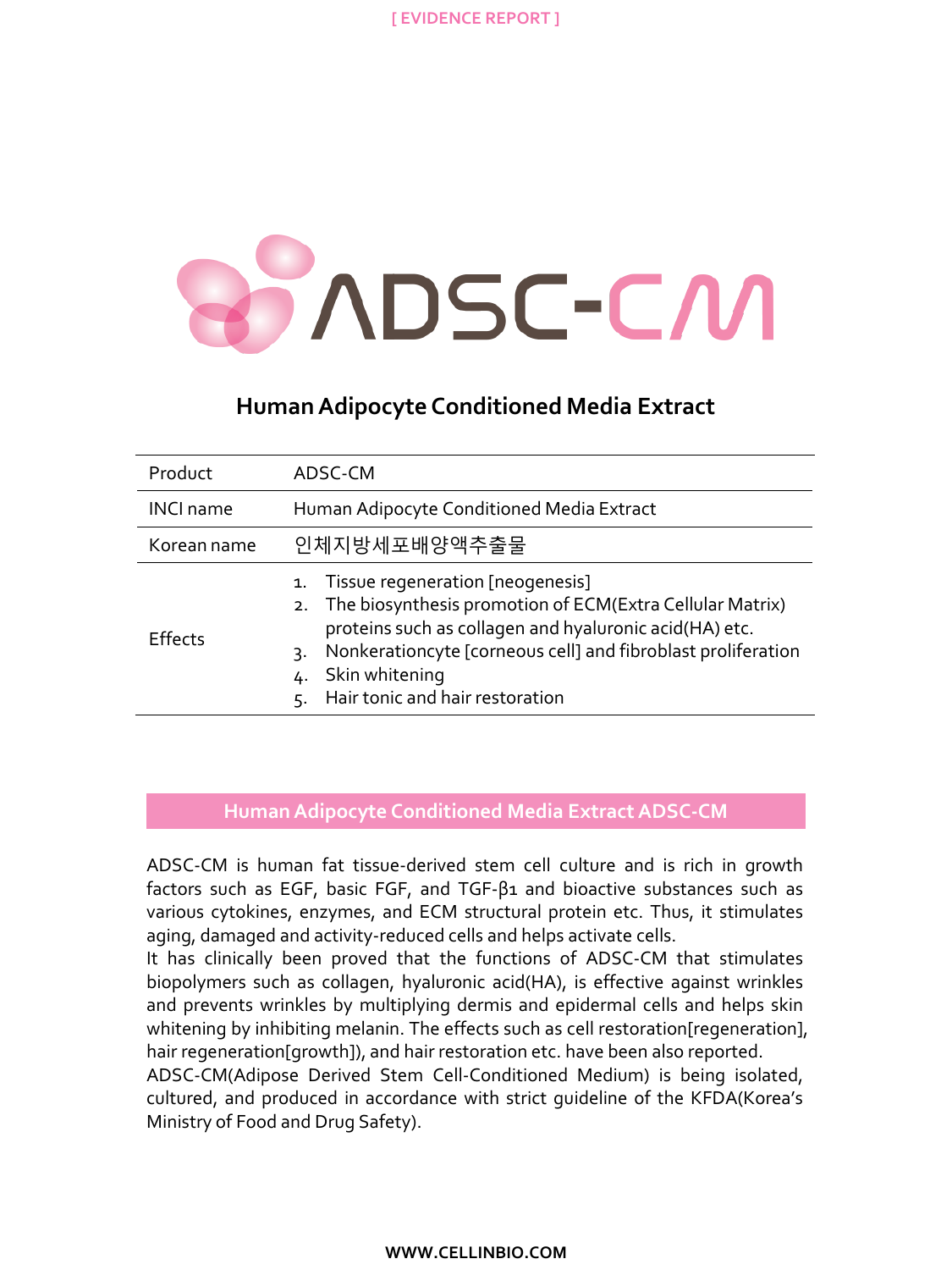[ EVIDENCE REPORT ]

# ADSC-CM

## Human Adipocyte Conditioned Media Extract

| Product | ADSC-CM |
|---|---|
| INCI name | Human Adipocyte Conditioned Media Extract |
| Korean name | 인체지방세포배양액추출물 |
| Effects | 1. Tissue regeneration [neogenesis]<br>2. The biosynthesis promotion of ECM(Extra Cellular Matrix) proteins such as collagen and hyaluronic acid(HA) etc.<br>3. Nonkerationcyte [corneous cell] and fibroblast proliferation<br>4. Skin whitening<br>5. Hair tonic and hair restoration |

## Human Adipocyte Conditioned Media Extract ADSC-CM

ADSC-CM is human fat tissue-derived stem cell culture and is rich in growth factors such as EGF, basic FGF, and TGF-β1 and bioactive substances such as various cytokines, enzymes, and ECM structural protein etc. Thus, it stimulates aging, damaged and activity-reduced cells and helps activate cells.
It has clinically been proved that the functions of ADSC-CM that stimulates biopolymers such as collagen, hyaluronic acid(HA), is effective against wrinkles and prevents wrinkles by multiplying dermis and epidermal cells and helps skin whitening by inhibiting melanin. The effects such as cell restoration[regeneration], hair regeneration[growth]), and hair restoration etc. have been also reported.
ADSC-CM(Adipose Derived Stem Cell-Conditioned Medium) is being isolated, cultured, and produced in accordance with strict guideline of the KFDA(Korea's Ministry of Food and Drug Safety).

WWW.CELLINBIO.COM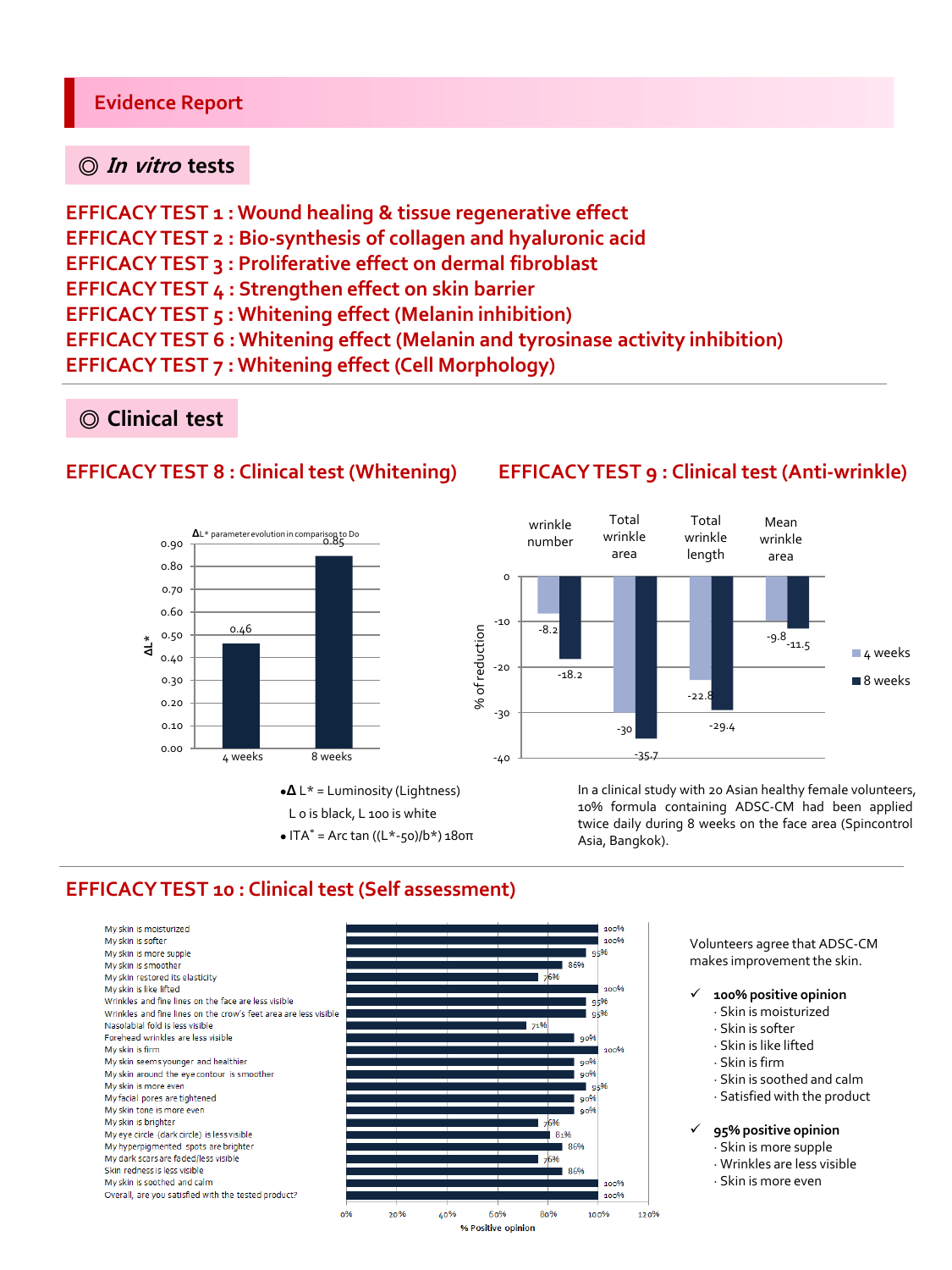## Evidence Report

### ◎ *In vitro* tests

**EFFICACY TEST 1 : Wound healing & tissue regenerative effect**
**EFFICACY TEST 2 : Bio-synthesis of collagen and hyaluronic acid**
**EFFICACY TEST 3 : Proliferative effect on dermal fibroblast**
**EFFICACY TEST 4 : Strengthen effect on skin barrier**
**EFFICACY TEST 5 : Whitening effect (Melanin inhibition)**
**EFFICACY TEST 6 : Whitening effect (Melanin and tyrosinase activity inhibition)**
**EFFICACY TEST 7 : Whitening effect (Cell Morphology)**

---

### ◎ Clinical test

#### EFFICACY TEST 8 : Clinical test (Whitening)

ΔL* parameter evolution in comparison to D0

ΔL*

0.90
0.80
0.70
0.60
0.50
0.40
0.30
0.20
0.10
0.00

0.46
0.85

4 weeks
8 weeks

• Δ L* = Luminosity (Lightness)
L 0 is black, L 100 is white
• ITA˚ = Arc tan ((L*-50)/b*) 180π

#### EFFICACY TEST 9 : Clinical test (Anti-wrinkle)

wrinkle number
Total wrinkle area
Total wrinkle length
Mean wrinkle area

% of reduction

0
-10
-20
-30
-40

-8.2
-18.2
-30
-35.7
-22.8
-29.4
-9.8
-11.5

4 weeks
8 weeks

In a clinical study with 20 Asian healthy female volunteers, 10% formula containing ADSC-CM had been applied twice daily during 8 weeks on the face area (Spincontrol Asia, Bangkok).

---

#### EFFICACY TEST 10 : Clinical test (Self assessment)

My skin is moisturized 100%
My skin is softer 100%
My skin is more supple 95%
My skin is smoother 86%
My skin restored its elasticity 76%
My skin is like lifted 100%
Wrinkles and fine lines on the face are less visible 95%
Wrinkles and fine lines on the crow's feet area are less visible 95%
Nasolabial fold is less visible 71%
Forehead wrinkles are less visible 90%
My skin is firm 100%
My skin seems younger and healthier 90%
My skin around the eye contour is smoother 90%
My skin is more even 95%
My facial pores are tightened 90%
My skin tone is more even 90%
My skin is brighter 76%
My eye circle (dark circle) is less visible 81%
My hyperpigmented spots are brighter 86%
My dark scars are faded/less visible 76%
Skin redness is less visible 86%
My skin is soothed and calm 100%
Overall, are you satisfied with the tested product? 100%

0% 20% 40% 60% 80% 100% 120%
% Positive opinion

Volunteers agree that ADSC-CM makes improvement the skin.

✓ **100% positive opinion**
· Skin is moisturized
· Skin is softer
· Skin is like lifted
· Skin is firm
· Skin is soothed and calm
· Satisfied with the product

✓ **95% positive opinion**
· Skin is more supple
· Wrinkles are less visible
· Skin is more even